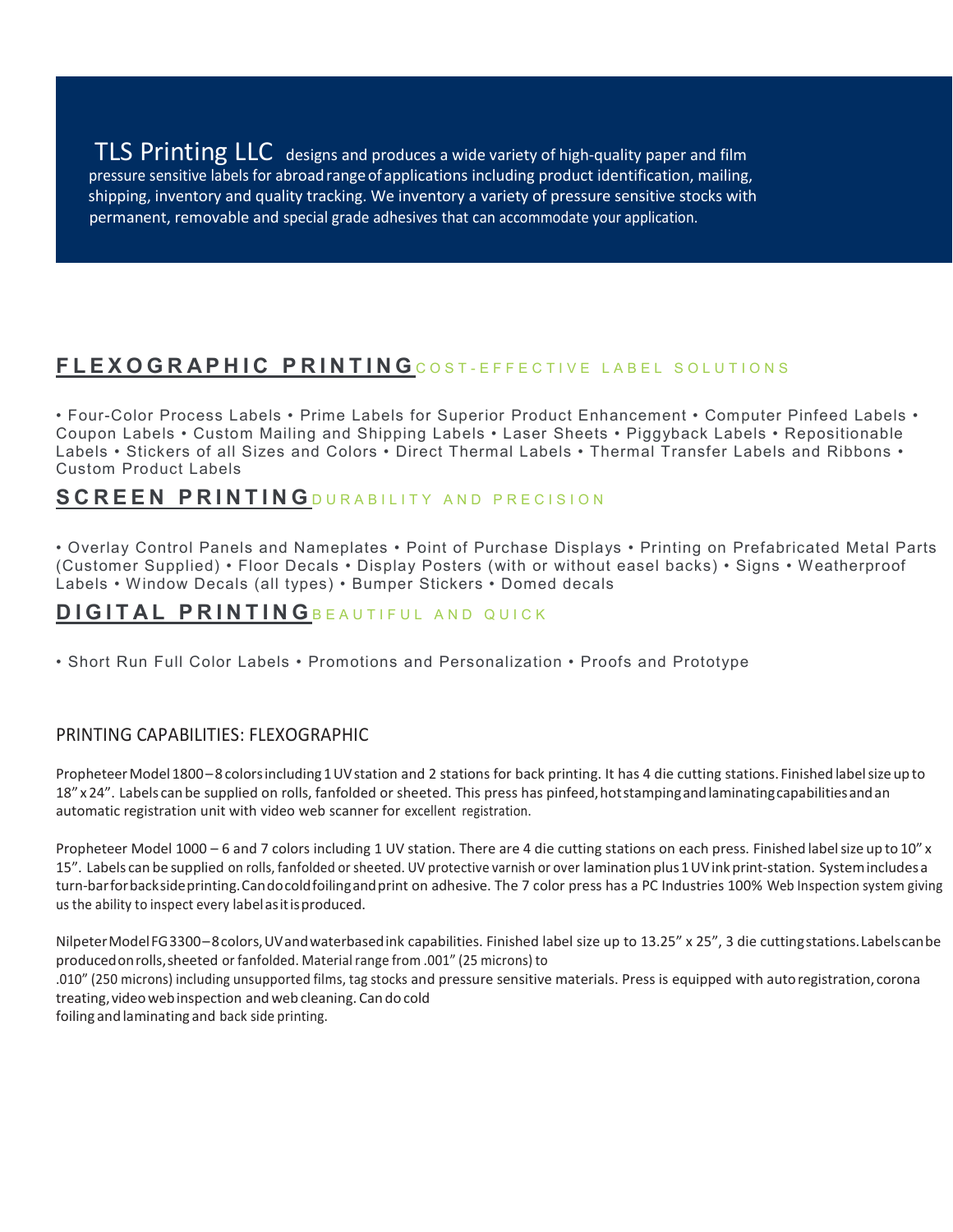**TLS Printing LLC** designs and produces a wide variety of high-quality paper and film pressure sensitive labels for abroad range of applications including product identification, mailing, shipping, inventory and quality tracking. We inventory a variety of pressure sensitive stocks with permanent, removable and special grade adhesives that can accommodate your application.

## FLEXOGRAPHIC PRINTING COST-EFFECTIVE LABEL SOLUTIONS

• Four-Color Process Labels • Prime Labels for Superior Product Enhancement • Computer Pinfeed Labels • Coupon Labels • Custom Mailing and Shipping Labels • Laser Sheets • Piggyback Labels • Repositionable Labels • Stickers of all Sizes and Colors • Direct Thermal Labels • Thermal Transfer Labels and Ribbons • Custom Product Labels

## SCREEN PRINTING DURABILITY AND PRECISION

• Overlay Control Panels and Nameplates • Point of Purchase Displays • Printing on Prefabricated Metal Parts (Customer Supplied) • Floor Decals • Display Posters (with or without easel backs) • Signs • Weatherproof Labels • Window Decals (all types) • Bumper Stickers • Domed decals

## DIGITAL PRINTING BEAUTIFUL AND QUICK

• Short Run Full Color Labels • Promotions and Personalization • Proofs and Prototype

### PRINTING CAPABILITIES: FLEXOGRAPHIC

Propheteer Model 1800 – 8 colors including 1 UV station and 2 stations for back printing. It has 4 die cutting stations. Finished label size up to 18" x 24". Labels can be supplied on rolls, fanfolded or sheeted. This press has pinfeed, hot stamping and laminating capabilities and an automatic registration unit with video web scanner for excellent registration.

Propheteer Model 1000 – 6 and 7 colors including 1 UV station. There are 4 die cutting stations on each press. Finished label size up to 10" x 15". Labels can be supplied on rolls, fanfolded or sheeted. UV protective varnish or over lamination plus 1 UV ink print-station. System includes a turn-bar for backside printing. Can do cold foiling and print on adhesive. The 7 color press has a PC Industries 100% Web Inspection system giving us the ability to inspect every label as it is produced.

Nilpeter Model FG3300 – 8 colors, UV and waterbased ink capabilities. Finished label size up to 13.25" x 25", 3 die cutting stations. Labels can be produced on rolls, sheeted or fanfolded. Material range from .001" (25 microns) to .010" (250 microns) including unsupported films, tag stocks and pressure sensitive materials. Press is equipped with auto registration, corona treating, video web inspection and web cleaning. Can do cold foiling and laminating and back side printing.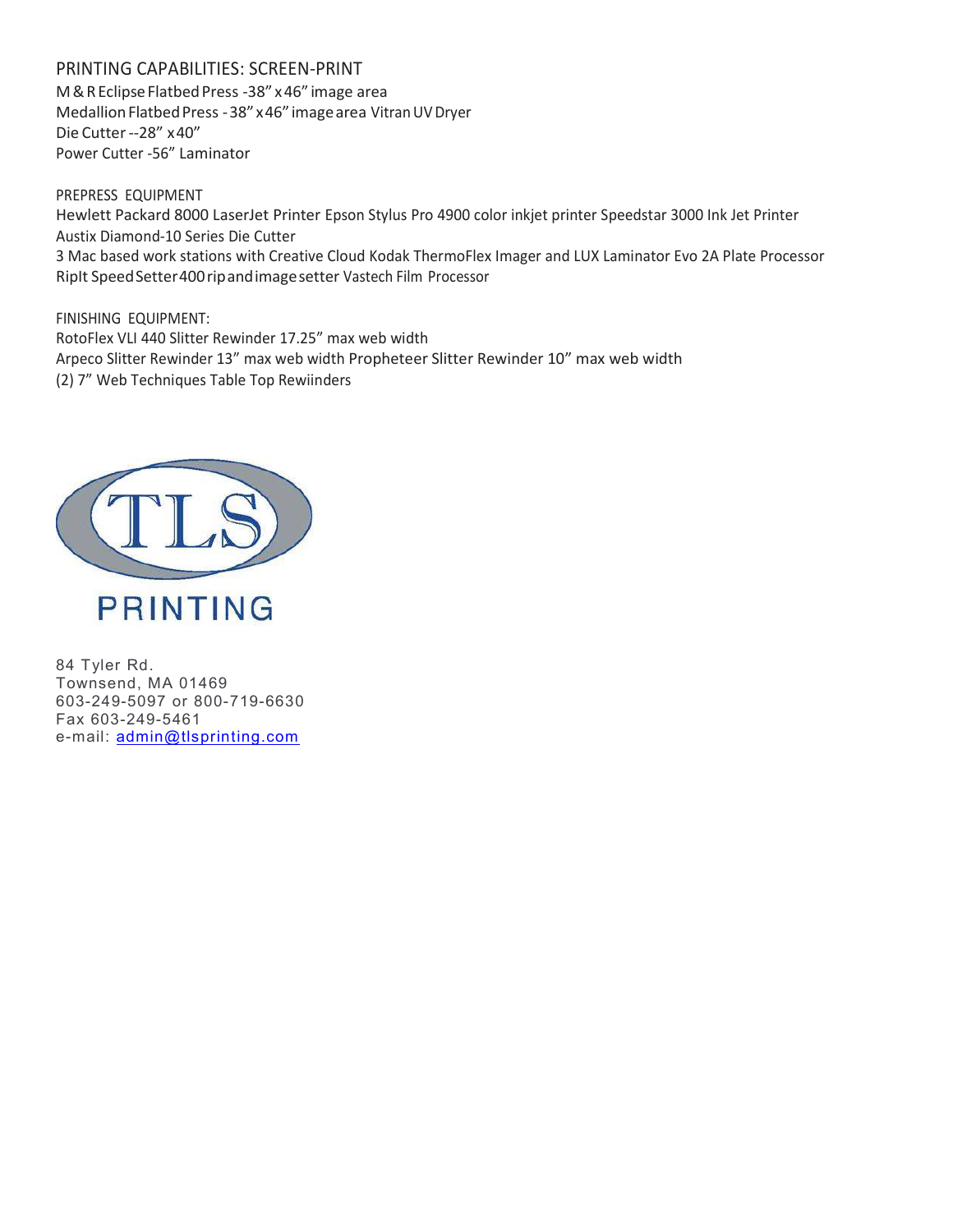## PRINTING CAPABILITIES: SCREEN-PRINT

M & R Eclipse Flatbed Press -38" x 46" image area
Medallion Flatbed Press - 38" x 46" image area Vitran UV Dryer
Die Cutter --28" x 40"
Power Cutter -56" Laminator

## PREPRESS EQUIPMENT

Hewlett Packard 8000 LaserJet Printer Epson Stylus Pro 4900 color inkjet printer Speedstar 3000 Ink Jet Printer
Austix Diamond-10 Series Die Cutter
3 Mac based work stations with Creative Cloud Kodak ThermoFlex Imager and LUX Laminator Evo 2A Plate Processor
RipIt SpeedSetter 400 rip and image setter Vastech Film Processor

## FINISHING EQUIPMENT:

RotoFlex VLI 440 Slitter Rewinder 17.25" max web width
Arpeco Slitter Rewinder 13" max web width Propheteer Slitter Rewinder 10" max web width
(2) 7" Web Techniques Table Top Rewiinders

TLS

PRINTING

84 Tyler Rd.
Townsend, MA 01469
603-249-5097 or 800-719-6630
Fax 603-249-5461
e-mail: admin@tlsprinting.com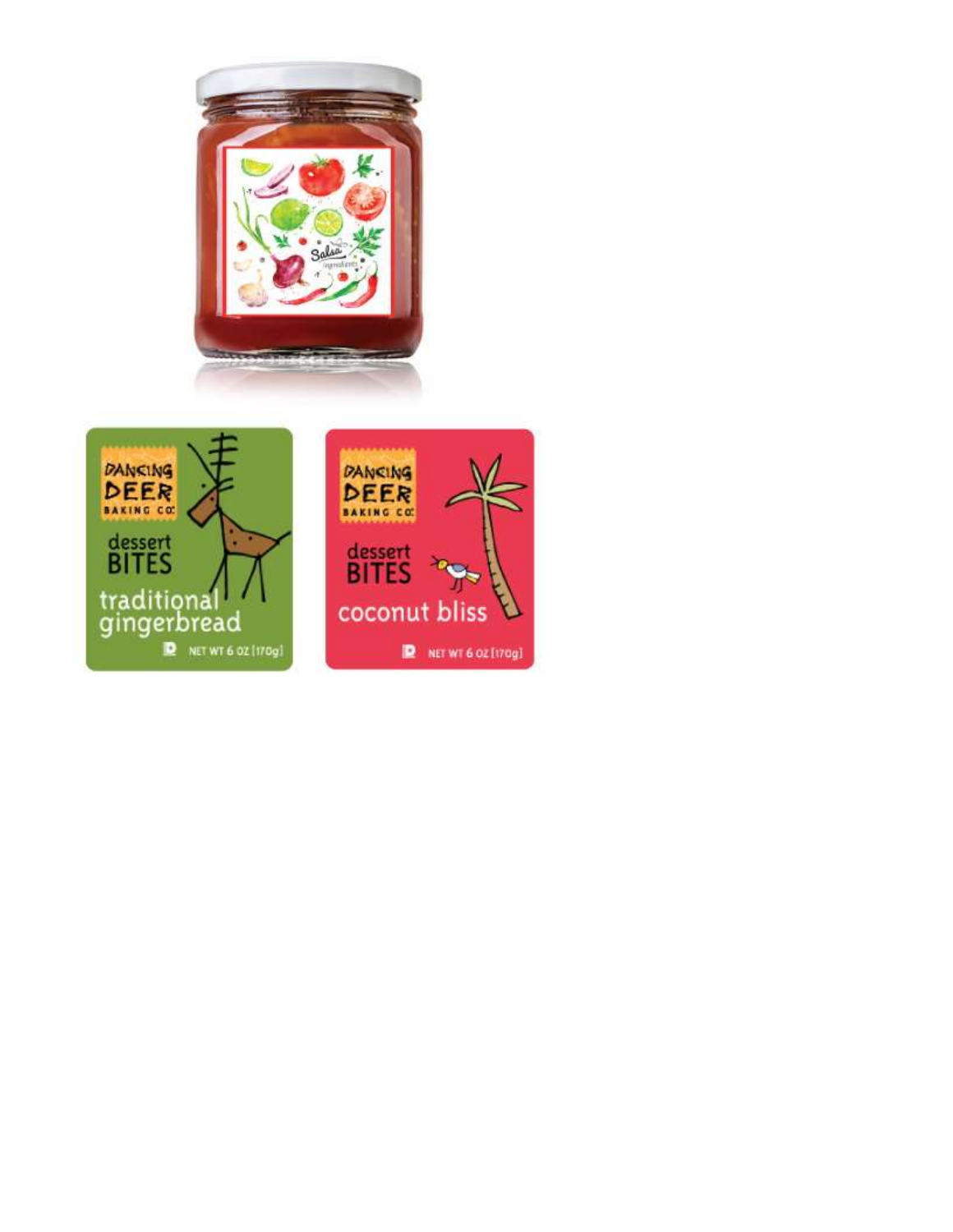Salsa

ingredients

DANCING DEER

BAKING CO.

dessert

BITES

traditional gingerbread

NET WT 6 OZ [170g]

DANCING DEER

BAKING CO.

dessert

BITES

coconut bliss

NET WT 6 OZ [170g]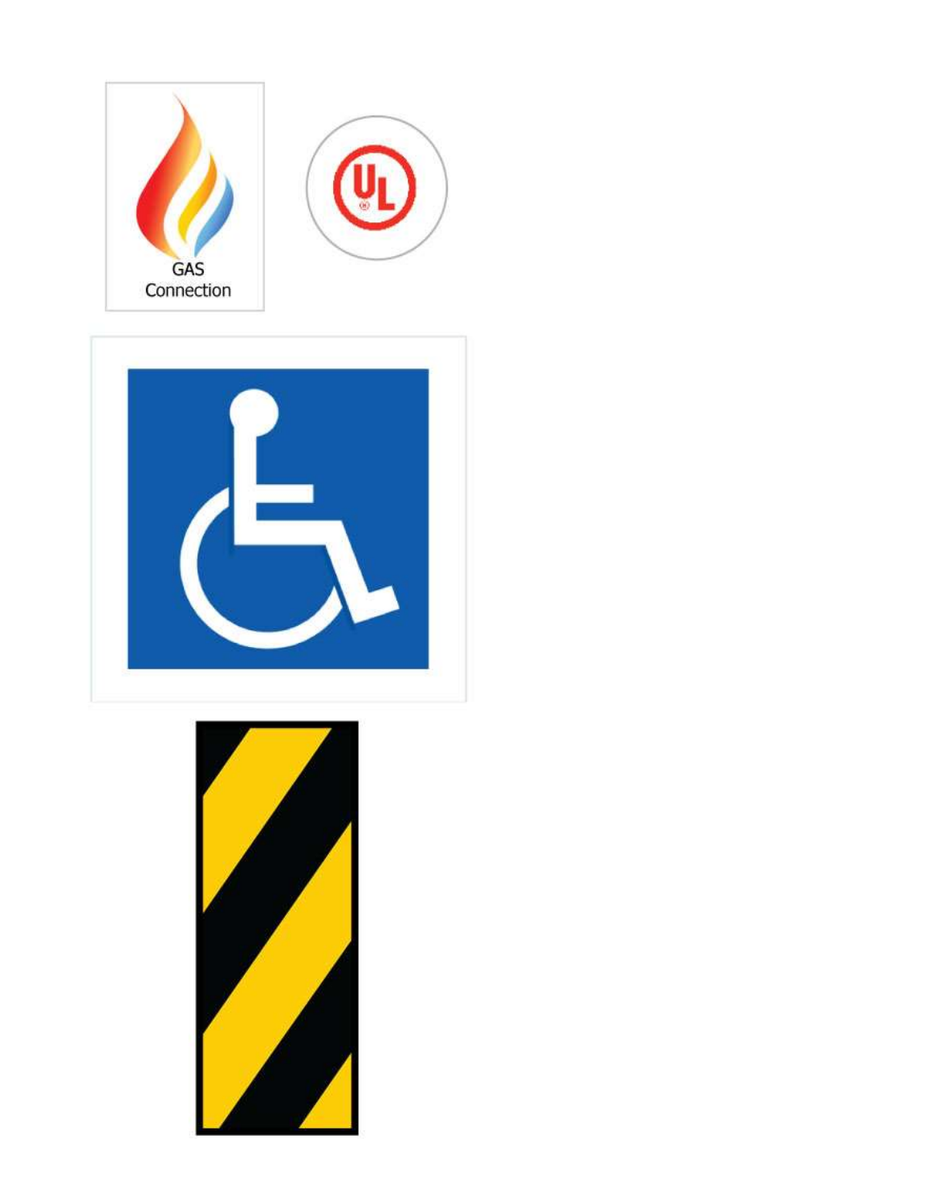GAS
Connection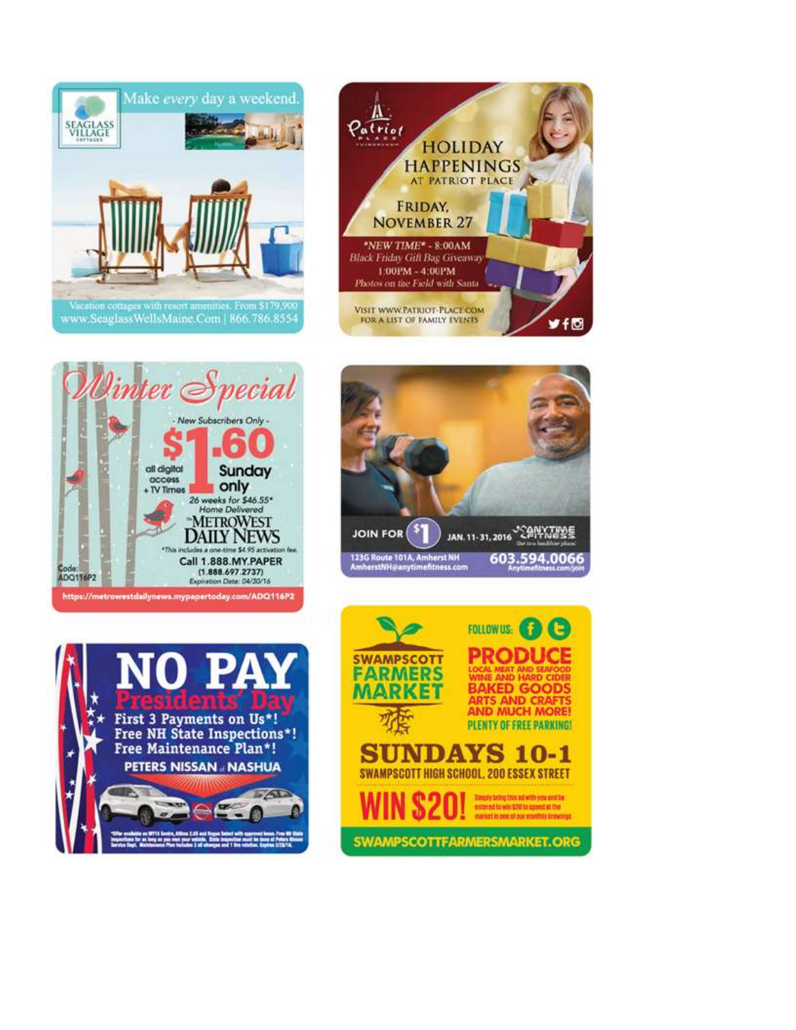## Seaglass Village Cottages

Make *every* day a weekend.

Vacation cottages with resort amenities. From $179,900

www.SeaglassWellsMaine.Com | 866.786.8554

## Patriot Place

HOLIDAY HAPPENINGS AT PATRIOT PLACE

FRIDAY, NOVEMBER 27

*NEW TIME* - 8:00AM
Black Friday Gift Bag Giveaway

1:00PM - 4:00PM
Photos on the Field with Santa

VISIT WWW.PATRIOT-PLACE.COM FOR A LIST OF FAMILY EVENTS

## Winter Special

- New Subscribers Only -

$1.60 Sunday only

all digital access + TV Times

26 weeks for $46.55*
Home Delivered

MetroWest Daily News

*This includes a one-time $4.95 activation fee.

Call 1.888.MY.PAPER
(1.888.697.2737)
Expiration Date: 04/30/16

Code: ADQ116P2

https://metrowestdailynews.mypapertoday.com/ADQ116P2

## Anytime Fitness

JOIN FOR $1 JAN. 11-31, 2016

Anytime Fitness — Get to a healthier place.

123G Route 101A, Amherst NH
AmherstNH@anytimefitness.com

603.594.0066
Anytimefitness.com/join

## NO PAY Presidents' Day

First 3 Payments on Us*!
Free NH State Inspections*!
Free Maintenance Plan*!

PETERS NISSAN of NASHUA

*Offer available on MY15 Sentra, Altima 2.5S and Rogue Select with approved lease. Free NH State Inspections for as long as you own your vehicle. State inspection must be done at Peters Nissan Service Dept. Maintenance Plan includes 3 oil changes and 1 tire rotation. Expires 2/29/16.

## Swampscott Farmers Market

FOLLOW US:

PRODUCE
LOCAL MEAT AND SEAFOOD
WINE AND HARD CIDER
BAKED GOODS
ARTS AND CRAFTS
AND MUCH MORE!
PLENTY OF FREE PARKING!

SUNDAYS 10-1
SWAMPSCOTT HIGH SCHOOL, 200 ESSEX STREET

WIN $20! Simply bring this ad with you and be entered to win $20 to spend at the market in one of our monthly drawings

SWAMPSCOTTFARMERSMARKET.ORG